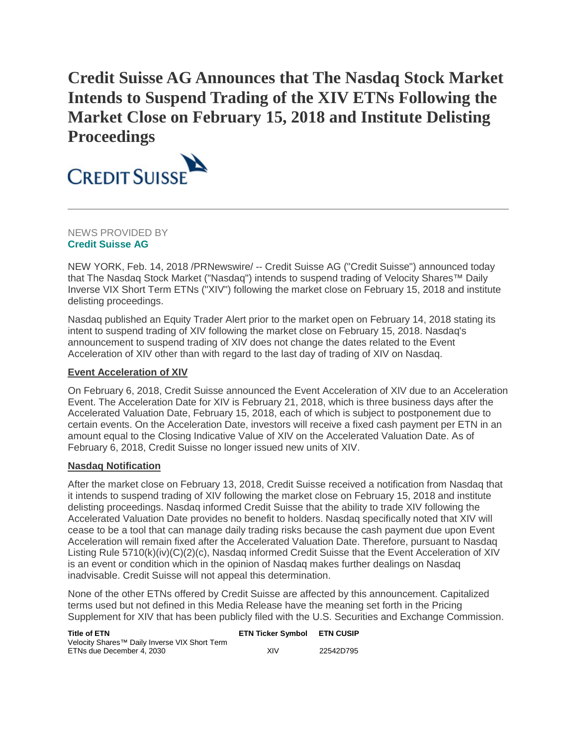# Credit Suisse AG Announces that The Nasdaq Stock Market Intends to Suspend Trading of the XIV ETNs Following the Market Close on February 15, 2018 and Institute Delisting Proceedings

CREDIT SUISSE

---

NEWS PROVIDED BY
**Credit Suisse AG**

NEW YORK, Feb. 14, 2018 /PRNewswire/ -- Credit Suisse AG ("Credit Suisse") announced today that The Nasdaq Stock Market ("Nasdaq") intends to suspend trading of Velocity Shares™ Daily Inverse VIX Short Term ETNs ("XIV") following the market close on February 15, 2018 and institute delisting proceedings.

Nasdaq published an Equity Trader Alert prior to the market open on February 14, 2018 stating its intent to suspend trading of XIV following the market close on February 15, 2018. Nasdaq's announcement to suspend trading of XIV does not change the dates related to the Event Acceleration of XIV other than with regard to the last day of trading of XIV on Nasdaq.

**Event Acceleration of XIV**

On February 6, 2018, Credit Suisse announced the Event Acceleration of XIV due to an Acceleration Event. The Acceleration Date for XIV is February 21, 2018, which is three business days after the Accelerated Valuation Date, February 15, 2018, each of which is subject to postponement due to certain events. On the Acceleration Date, investors will receive a fixed cash payment per ETN in an amount equal to the Closing Indicative Value of XIV on the Accelerated Valuation Date. As of February 6, 2018, Credit Suisse no longer issued new units of XIV.

**Nasdaq Notification**

After the market close on February 13, 2018, Credit Suisse received a notification from Nasdaq that it intends to suspend trading of XIV following the market close on February 15, 2018 and institute delisting proceedings. Nasdaq informed Credit Suisse that the ability to trade XIV following the Accelerated Valuation Date provides no benefit to holders. Nasdaq specifically noted that XIV will cease to be a tool that can manage daily trading risks because the cash payment due upon Event Acceleration will remain fixed after the Accelerated Valuation Date. Therefore, pursuant to Nasdaq Listing Rule 5710(k)(iv)(C)(2)(c), Nasdaq informed Credit Suisse that the Event Acceleration of XIV is an event or condition which in the opinion of Nasdaq makes further dealings on Nasdaq inadvisable. Credit Suisse will not appeal this determination.

None of the other ETNs offered by Credit Suisse are affected by this announcement. Capitalized terms used but not defined in this Media Release have the meaning set forth in the Pricing Supplement for XIV that has been publicly filed with the U.S. Securities and Exchange Commission.

| Title of ETN | ETN Ticker Symbol | ETN CUSIP |
|---|---|---|
| Velocity Shares™ Daily Inverse VIX Short Term ETNs due December 4, 2030 | XIV | 22542D795 |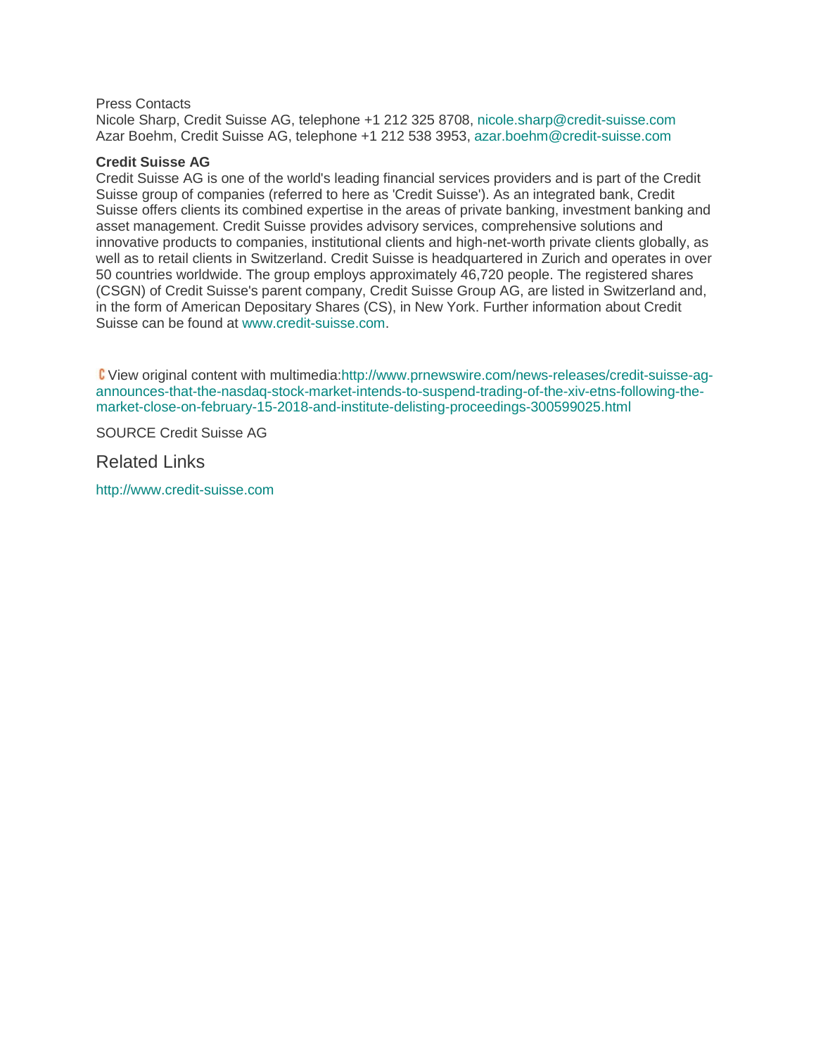Press Contacts
Nicole Sharp, Credit Suisse AG, telephone +1 212 325 8708, nicole.sharp@credit-suisse.com
Azar Boehm, Credit Suisse AG, telephone +1 212 538 3953, azar.boehm@credit-suisse.com

**Credit Suisse AG**
Credit Suisse AG is one of the world's leading financial services providers and is part of the Credit Suisse group of companies (referred to here as 'Credit Suisse'). As an integrated bank, Credit Suisse offers clients its combined expertise in the areas of private banking, investment banking and asset management. Credit Suisse provides advisory services, comprehensive solutions and innovative products to companies, institutional clients and high-net-worth private clients globally, as well as to retail clients in Switzerland. Credit Suisse is headquartered in Zurich and operates in over 50 countries worldwide. The group employs approximately 46,720 people. The registered shares (CSGN) of Credit Suisse's parent company, Credit Suisse Group AG, are listed in Switzerland and, in the form of American Depositary Shares (CS), in New York. Further information about Credit Suisse can be found at www.credit-suisse.com.

View original content with multimedia:http://www.prnewswire.com/news-releases/credit-suisse-ag-announces-that-the-nasdaq-stock-market-intends-to-suspend-trading-of-the-xiv-etns-following-the-market-close-on-february-15-2018-and-institute-delisting-proceedings-300599025.html

SOURCE Credit Suisse AG

## Related Links

http://www.credit-suisse.com